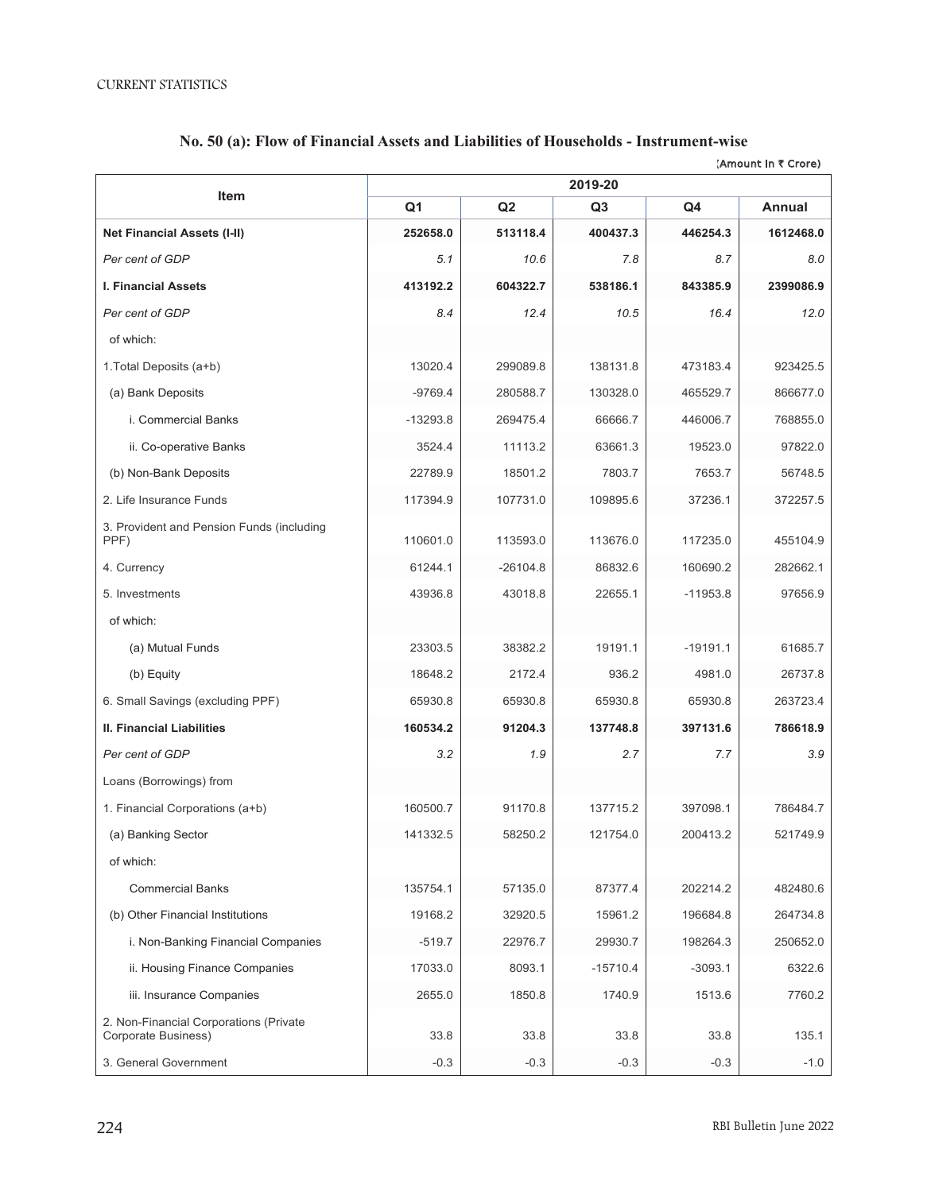## No. 50 (a): Flow of Financial Assets and Liabilities of Households - Instrument-wise

(Amount In ₹ Crore)

| Item | 2019-20 | | | | |
|---|---|---|---|---|---|
| | Q1 | Q2 | Q3 | Q4 | Annual |
| **Net Financial Assets (I-II)** | **252658.0** | **513118.4** | **400437.3** | **446254.3** | **1612468.0** |
| *Per cent of GDP* | *5.1* | *10.6* | *7.8* | *8.7* | *8.0* |
| **I. Financial Assets** | **413192.2** | **604322.7** | **538186.1** | **843385.9** | **2399086.9** |
| *Per cent of GDP* | *8.4* | *12.4* | *10.5* | *16.4* | *12.0* |
| of which: | | | | | |
| 1.Total Deposits (a+b) | 13020.4 | 299089.8 | 138131.8 | 473183.4 | 923425.5 |
| (a) Bank Deposits | -9769.4 | 280588.7 | 130328.0 | 465529.7 | 866677.0 |
| i. Commercial Banks | -13293.8 | 269475.4 | 66666.7 | 446006.7 | 768855.0 |
| ii. Co-operative Banks | 3524.4 | 11113.2 | 63661.3 | 19523.0 | 97822.0 |
| (b) Non-Bank Deposits | 22789.9 | 18501.2 | 7803.7 | 7653.7 | 56748.5 |
| 2. Life Insurance Funds | 117394.9 | 107731.0 | 109895.6 | 37236.1 | 372257.5 |
| 3. Provident and Pension Funds (including PPF) | 110601.0 | 113593.0 | 113676.0 | 117235.0 | 455104.9 |
| 4. Currency | 61244.1 | -26104.8 | 86832.6 | 160690.2 | 282662.1 |
| 5. Investments | 43936.8 | 43018.8 | 22655.1 | -11953.8 | 97656.9 |
| of which: | | | | | |
| (a) Mutual Funds | 23303.5 | 38382.2 | 19191.1 | -19191.1 | 61685.7 |
| (b) Equity | 18648.2 | 2172.4 | 936.2 | 4981.0 | 26737.8 |
| 6. Small Savings (excluding PPF) | 65930.8 | 65930.8 | 65930.8 | 65930.8 | 263723.4 |
| **II. Financial Liabilities** | **160534.2** | **91204.3** | **137748.8** | **397131.6** | **786618.9** |
| *Per cent of GDP* | *3.2* | *1.9* | *2.7* | *7.7* | *3.9* |
| Loans (Borrowings) from | | | | | |
| 1. Financial Corporations (a+b) | 160500.7 | 91170.8 | 137715.2 | 397098.1 | 786484.7 |
| (a) Banking Sector | 141332.5 | 58250.2 | 121754.0 | 200413.2 | 521749.9 |
| of which: | | | | | |
| Commercial Banks | 135754.1 | 57135.0 | 87377.4 | 202214.2 | 482480.6 |
| (b) Other Financial Institutions | 19168.2 | 32920.5 | 15961.2 | 196684.8 | 264734.8 |
| i. Non-Banking Financial Companies | -519.7 | 22976.7 | 29930.7 | 198264.3 | 250652.0 |
| ii. Housing Finance Companies | 17033.0 | 8093.1 | -15710.4 | -3093.1 | 6322.6 |
| iii. Insurance Companies | 2655.0 | 1850.8 | 1740.9 | 1513.6 | 7760.2 |
| 2. Non-Financial Corporations (Private Corporate Business) | 33.8 | 33.8 | 33.8 | 33.8 | 135.1 |
| 3. General Government | -0.3 | -0.3 | -0.3 | -0.3 | -1.0 |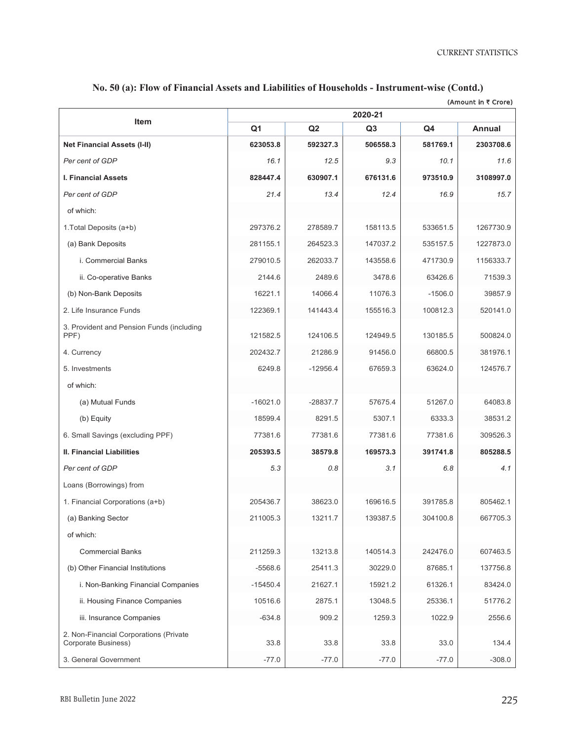## No. 50 (a): Flow of Financial Assets and Liabilities of Households - Instrument-wise (Contd.)

(Amount in ₹ Crore)

| Item | 2020-21 | | | | |
|---|---|---|---|---|---|
| | Q1 | Q2 | Q3 | Q4 | Annual |
| **Net Financial Assets (I-II)** | **623053.8** | **592327.3** | **506558.3** | **581769.1** | **2303708.6** |
| *Per cent of GDP* | *16.1* | *12.5* | *9.3* | *10.1* | *11.6* |
| **I. Financial Assets** | **828447.4** | **630907.1** | **676131.6** | **973510.9** | **3108997.0** |
| *Per cent of GDP* | *21.4* | *13.4* | *12.4* | *16.9* | *15.7* |
| of which: | | | | | |
| 1.Total Deposits (a+b) | 297376.2 | 278589.7 | 158113.5 | 533651.5 | 1267730.9 |
| (a) Bank Deposits | 281155.1 | 264523.3 | 147037.2 | 535157.5 | 1227873.0 |
| i. Commercial Banks | 279010.5 | 262033.7 | 143558.6 | 471730.9 | 1156333.7 |
| ii. Co-operative Banks | 2144.6 | 2489.6 | 3478.6 | 63426.6 | 71539.3 |
| (b) Non-Bank Deposits | 16221.1 | 14066.4 | 11076.3 | -1506.0 | 39857.9 |
| 2. Life Insurance Funds | 122369.1 | 141443.4 | 155516.3 | 100812.3 | 520141.0 |
| 3. Provident and Pension Funds (including PPF) | 121582.5 | 124106.5 | 124949.5 | 130185.5 | 500824.0 |
| 4. Currency | 202432.7 | 21286.9 | 91456.0 | 66800.5 | 381976.1 |
| 5. Investments | 6249.8 | -12956.4 | 67659.3 | 63624.0 | 124576.7 |
| of which: | | | | | |
| (a) Mutual Funds | -16021.0 | -28837.7 | 57675.4 | 51267.0 | 64083.8 |
| (b) Equity | 18599.4 | 8291.5 | 5307.1 | 6333.3 | 38531.2 |
| 6. Small Savings (excluding PPF) | 77381.6 | 77381.6 | 77381.6 | 77381.6 | 309526.3 |
| **II. Financial Liabilities** | **205393.5** | **38579.8** | **169573.3** | **391741.8** | **805288.5** |
| *Per cent of GDP* | *5.3* | *0.8* | *3.1* | *6.8* | *4.1* |
| Loans (Borrowings) from | | | | | |
| 1. Financial Corporations (a+b) | 205436.7 | 38623.0 | 169616.5 | 391785.8 | 805462.1 |
| (a) Banking Sector | 211005.3 | 13211.7 | 139387.5 | 304100.8 | 667705.3 |
| of which: | | | | | |
| Commercial Banks | 211259.3 | 13213.8 | 140514.3 | 242476.0 | 607463.5 |
| (b) Other Financial Institutions | -5568.6 | 25411.3 | 30229.0 | 87685.1 | 137756.8 |
| i. Non-Banking Financial Companies | -15450.4 | 21627.1 | 15921.2 | 61326.1 | 83424.0 |
| ii. Housing Finance Companies | 10516.6 | 2875.1 | 13048.5 | 25336.1 | 51776.2 |
| iii. Insurance Companies | -634.8 | 909.2 | 1259.3 | 1022.9 | 2556.6 |
| 2. Non-Financial Corporations (Private Corporate Business) | 33.8 | 33.8 | 33.8 | 33.0 | 134.4 |
| 3. General Government | -77.0 | -77.0 | -77.0 | -77.0 | -308.0 |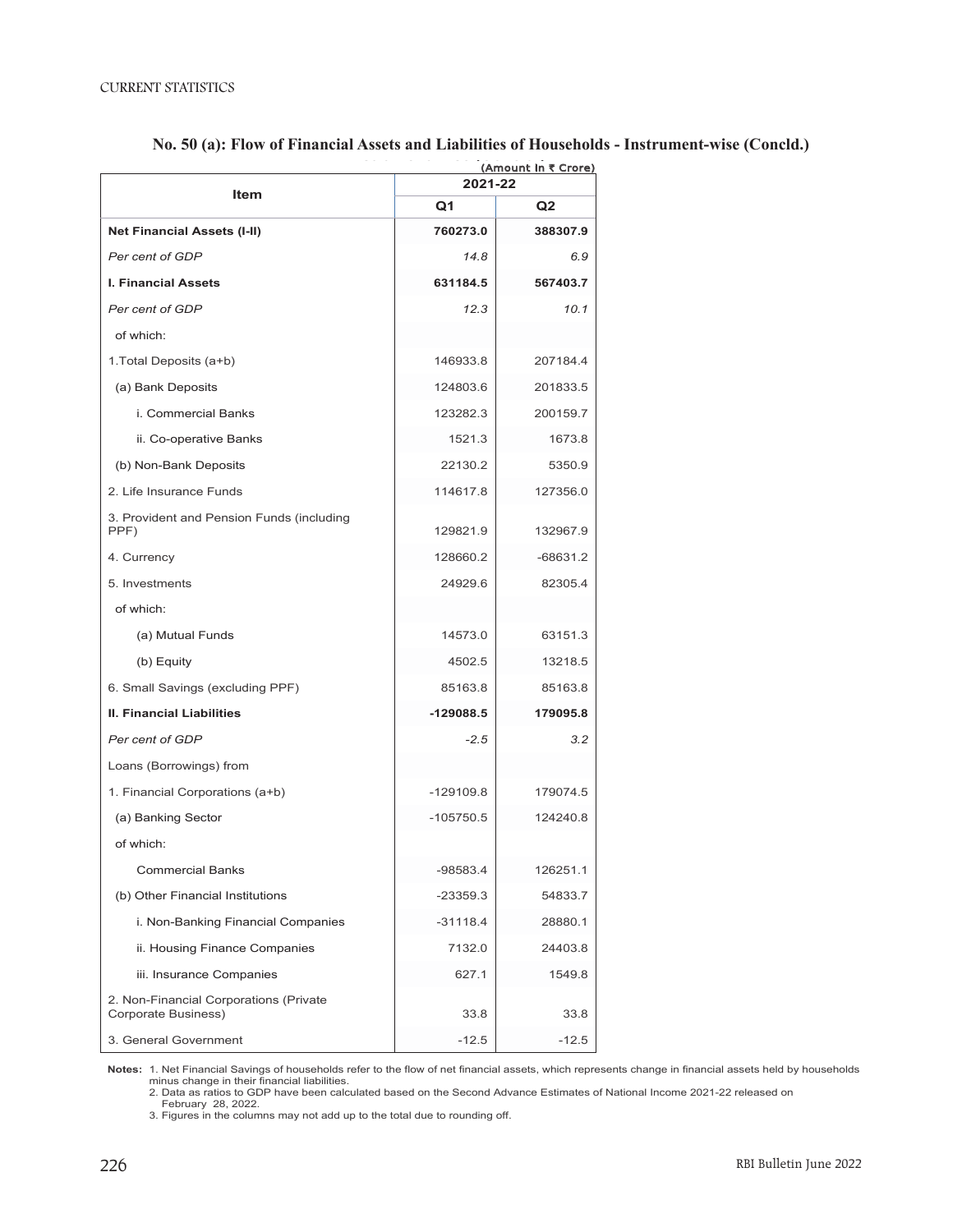## No. 50 (a): Flow of Financial Assets and Liabilities of Households - Instrument-wise (Concld.)

(Amount In ₹ Crore)

| Item | 2021-22 | |
|---|---|---|
| | Q1 | Q2 |
| **Net Financial Assets (I-II)** | **760273.0** | **388307.9** |
| *Per cent of GDP* | *14.8* | *6.9* |
| **I. Financial Assets** | **631184.5** | **567403.7** |
| *Per cent of GDP* | *12.3* | *10.1* |
| of which: | | |
| 1.Total Deposits (a+b) | 146933.8 | 207184.4 |
| (a) Bank Deposits | 124803.6 | 201833.5 |
| i. Commercial Banks | 123282.3 | 200159.7 |
| ii. Co-operative Banks | 1521.3 | 1673.8 |
| (b) Non-Bank Deposits | 22130.2 | 5350.9 |
| 2. Life Insurance Funds | 114617.8 | 127356.0 |
| 3. Provident and Pension Funds (including PPF) | 129821.9 | 132967.9 |
| 4. Currency | 128660.2 | -68631.2 |
| 5. Investments | 24929.6 | 82305.4 |
| of which: | | |
| (a) Mutual Funds | 14573.0 | 63151.3 |
| (b) Equity | 4502.5 | 13218.5 |
| 6. Small Savings (excluding PPF) | 85163.8 | 85163.8 |
| **II. Financial Liabilities** | **-129088.5** | **179095.8** |
| *Per cent of GDP* | *-2.5* | *3.2* |
| Loans (Borrowings) from | | |
| 1. Financial Corporations (a+b) | -129109.8 | 179074.5 |
| (a) Banking Sector | -105750.5 | 124240.8 |
| of which: | | |
| Commercial Banks | -98583.4 | 126251.1 |
| (b) Other Financial Institutions | -23359.3 | 54833.7 |
| i. Non-Banking Financial Companies | -31118.4 | 28880.1 |
| ii. Housing Finance Companies | 7132.0 | 24403.8 |
| iii. Insurance Companies | 627.1 | 1549.8 |
| 2. Non-Financial Corporations (Private Corporate Business) | 33.8 | 33.8 |
| 3. General Government | -12.5 | -12.5 |

**Notes:** 1. Net Financial Savings of households refer to the flow of net financial assets, which represents change in financial assets held by households minus change in their financial liabilities.
2. Data as ratios to GDP have been calculated based on the Second Advance Estimates of National Income 2021-22 released on February 28, 2022.
3. Figures in the columns may not add up to the total due to rounding off.